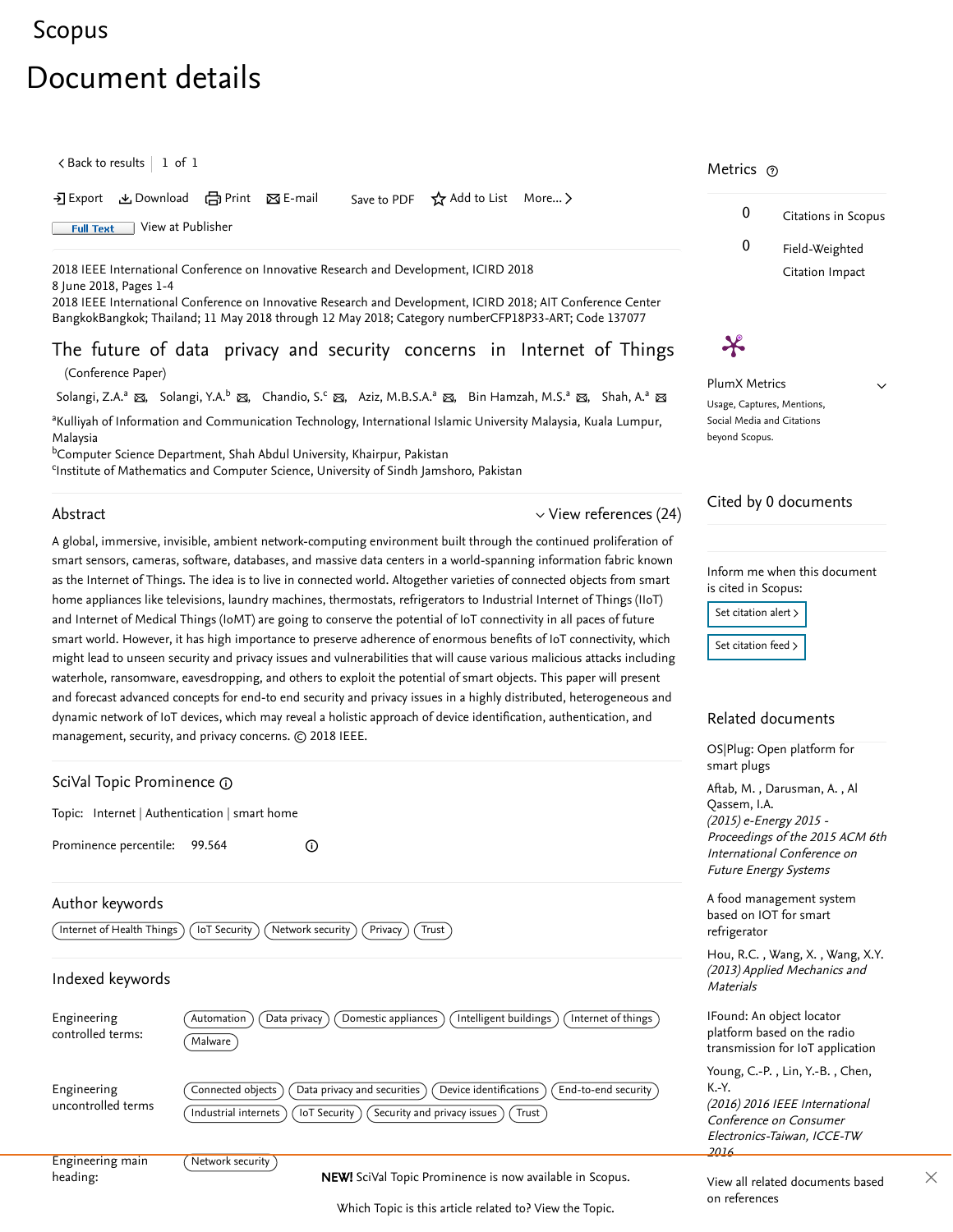Scopus

# Document details

< Back to results | 1 of 1

Export Download Print E-mail Save to PDF Add to List More...

Full Text View at Publisher

2018 IEEE International Conference on Innovative Research and Development, ICIRD 2018
8 June 2018, Pages 1-4
2018 IEEE International Conference on Innovative Research and Development, ICIRD 2018; AIT Conference Center BangkokBangkok; Thailand; 11 May 2018 through 12 May 2018; Category numberCFP18P33-ART; Code 137077

## The future of data privacy and security concerns in Internet of Things

(Conference Paper)

Solangi, Z.A.[a], Solangi, Y.A.[b], Chandio, S.[c], Aziz, M.B.S.A.[a], Bin Hamzah, M.S.[a], Shah, A.[a]

[a]Kulliyah of Information and Communication Technology, International Islamic University Malaysia, Kuala Lumpur, Malaysia
[b]Computer Science Department, Shah Abdul University, Khairpur, Pakistan
[c]Institute of Mathematics and Computer Science, University of Sindh Jamshoro, Pakistan

### Abstract

View references (24)

A global, immersive, invisible, ambient network-computing environment built through the continued proliferation of smart sensors, cameras, software, databases, and massive data centers in a world-spanning information fabric known as the Internet of Things. The idea is to live in connected world. Altogether varieties of connected objects from smart home appliances like televisions, laundry machines, thermostats, refrigerators to Industrial Internet of Things (IIoT) and Internet of Medical Things (IoMT) are going to conserve the potential of IoT connectivity in all paces of future smart world. However, it has high importance to preserve adherence of enormous benefits of IoT connectivity, which might lead to unseen security and privacy issues and vulnerabilities that will cause various malicious attacks including waterhole, ransomware, eavesdropping, and others to exploit the potential of smart objects. This paper will present and forecast advanced concepts for end-to end security and privacy issues in a highly distributed, heterogeneous and dynamic network of IoT devices, which may reveal a holistic approach of device identification, authentication, and management, security, and privacy concerns. © 2018 IEEE.

### SciVal Topic Prominence

Topic: Internet | Authentication | smart home

Prominence percentile: 99.564

### Author keywords

Internet of Health Things | IoT Security | Network security | Privacy | Trust

### Indexed keywords

| | |
|---|---|
| Engineering controlled terms: | Automation, Data privacy, Domestic appliances, Intelligent buildings, Internet of things, Malware |
| Engineering uncontrolled terms | Connected objects, Data privacy and securities, Device identifications, End-to-end security, Industrial internets, IoT Security, Security and privacy issues, Trust |
| Engineering main heading: | Network security |

### Metrics

0 Citations in Scopus

0 Field-Weighted Citation Impact

PlumX Metrics

Usage, Captures, Mentions, Social Media and Citations beyond Scopus.

### Cited by 0 documents

Inform me when this document is cited in Scopus:

Set citation alert >

Set citation feed >

### Related documents

OS|Plug: Open platform for smart plugs
Aftab, M. , Darusman, A. , Al Qassem, I.A.
*(2015) e-Energy 2015 - Proceedings of the 2015 ACM 6th International Conference on Future Energy Systems*

A food management system based on IOT for smart refrigerator
Hou, R.C. , Wang, X. , Wang, X.Y.
*(2013) Applied Mechanics and Materials*

IFound: An object locator platform based on the radio transmission for IoT application
Young, C.-P. , Lin, Y.-B. , Chen, K.-Y.
*(2016) 2016 IEEE International Conference on Consumer Electronics-Taiwan, ICCE-TW 2016*

View all related documents based on references

**NEW!** SciVal Topic Prominence is now available in Scopus.

Which Topic is this article related to? View the Topic.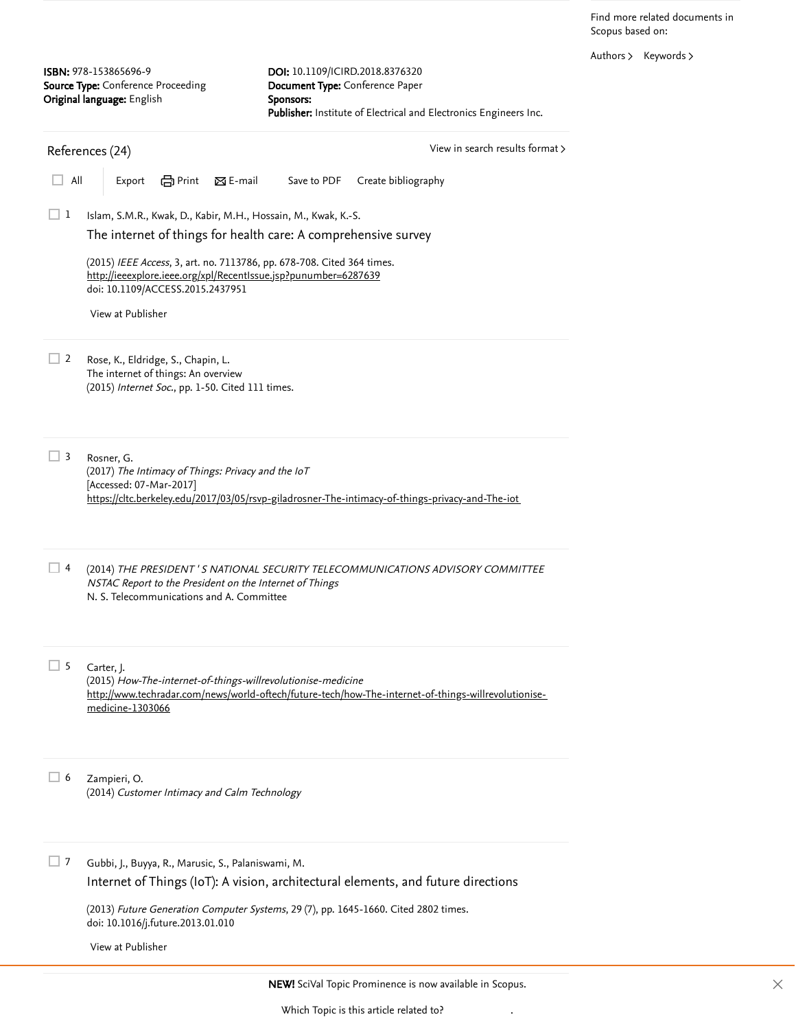Find more related documents in Scopus based on:

Authors > Keywords >

**ISBN:** 978-153865696-9
**Source Type:** Conference Proceeding
**Original language:** English

**DOI:** 10.1109/ICIRD.2018.8376320
**Document Type:** Conference Paper
**Sponsors:**
**Publisher:** Institute of Electrical and Electronics Engineers Inc.

## References (24)

View in search results format >

All | Export | Print | E-mail | Save to PDF | Create bibliography

1. Islam, S.M.R., Kwak, D., Kabir, M.H., Hossain, M., Kwak, K.-S.
   **The internet of things for health care: A comprehensive survey**
   (2015) *IEEE Access*, 3, art. no. 7113786, pp. 678-708. Cited 364 times.
   http://ieeexplore.ieee.org/xpl/RecentIssue.jsp?punumber=6287639
   doi: 10.1109/ACCESS.2015.2437951
   View at Publisher

2. Rose, K., Eldridge, S., Chapin, L.
   The internet of things: An overview
   (2015) *Internet Soc.*, pp. 1-50. Cited 111 times.

3. Rosner, G.
   (2017) *The Intimacy of Things: Privacy and the IoT*
   [Accessed: 07-Mar-2017]
   https://cltc.berkeley.edu/2017/03/05/rsvp-giladrosner-The-intimacy-of-things-privacy-and-The-iot

4. (2014) *THE PRESIDENT ' S NATIONAL SECURITY TELECOMMUNICATIONS ADVISORY COMMITTEE NSTAC Report to the President on the Internet of Things*
   N. S. Telecommunications and A. Committee

5. Carter, J.
   (2015) *How-The-internet-of-things-willrevolutionise-medicine*
   http://www.techradar.com/news/world-oftech/future-tech/how-The-internet-of-things-willrevolutionise-medicine-1303066

6. Zampieri, O.
   (2014) *Customer Intimacy and Calm Technology*

7. Gubbi, J., Buyya, R., Marusic, S., Palaniswami, M.
   **Internet of Things (IoT): A vision, architectural elements, and future directions**
   (2013) *Future Generation Computer Systems*, 29 (7), pp. 1645-1660. Cited 2802 times.
   doi: 10.1016/j.future.2013.01.010
   View at Publisher

**NEW!** SciVal Topic Prominence is now available in Scopus.

Which Topic is this article related to?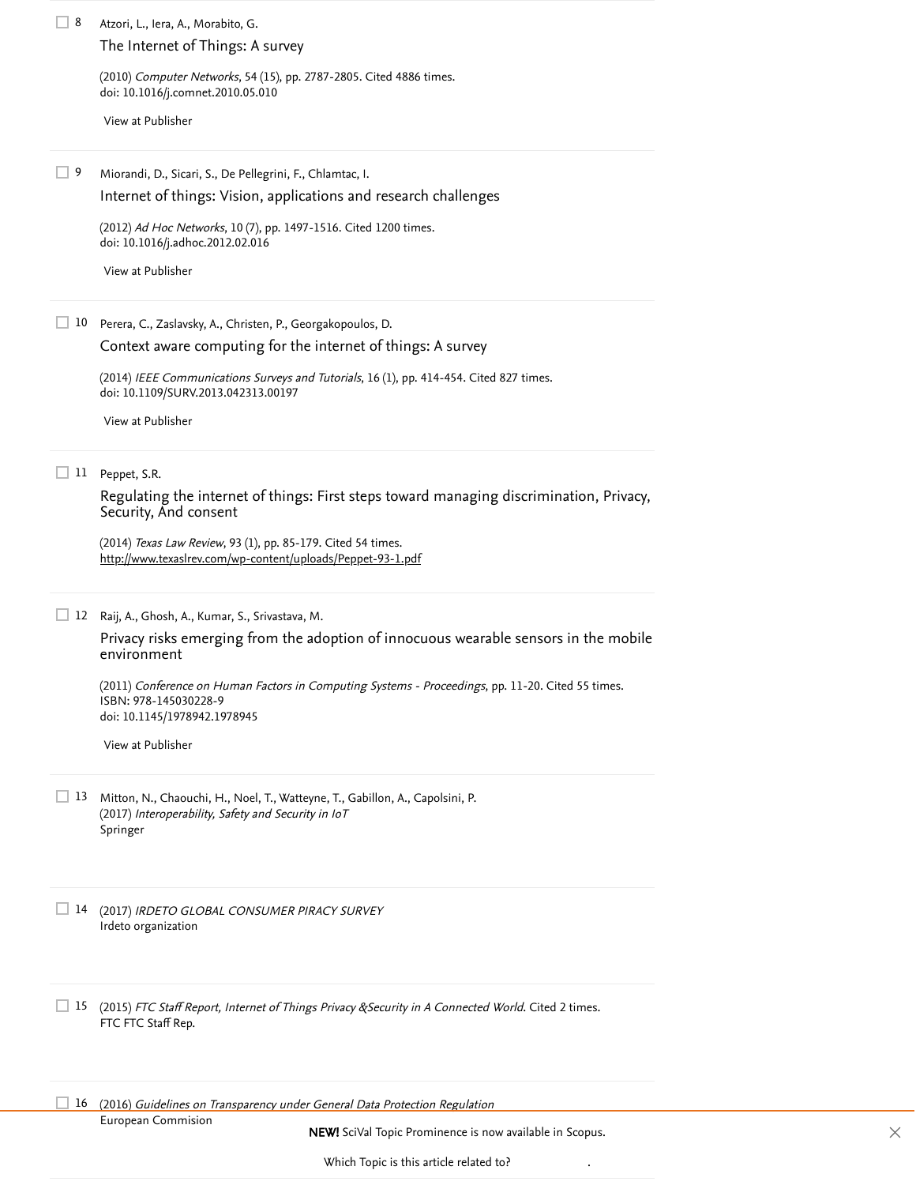8 Atzori, L., Iera, A., Morabito, G.

The Internet of Things: A survey

(2010) *Computer Networks*, 54 (15), pp. 2787-2805. Cited 4886 times.
doi: 10.1016/j.comnet.2010.05.010

View at Publisher

---

9 Miorandi, D., Sicari, S., De Pellegrini, F., Chlamtac, I.

Internet of things: Vision, applications and research challenges

(2012) *Ad Hoc Networks*, 10 (7), pp. 1497-1516. Cited 1200 times.
doi: 10.1016/j.adhoc.2012.02.016

View at Publisher

---

10 Perera, C., Zaslavsky, A., Christen, P., Georgakopoulos, D.

Context aware computing for the internet of things: A survey

(2014) *IEEE Communications Surveys and Tutorials*, 16 (1), pp. 414-454. Cited 827 times.
doi: 10.1109/SURV.2013.042313.00197

View at Publisher

---

11 Peppet, S.R.

Regulating the internet of things: First steps toward managing discrimination, Privacy, Security, And consent

(2014) *Texas Law Review*, 93 (1), pp. 85-179. Cited 54 times.
http://www.texaslrev.com/wp-content/uploads/Peppet-93-1.pdf

---

12 Raij, A., Ghosh, A., Kumar, S., Srivastava, M.

Privacy risks emerging from the adoption of innocuous wearable sensors in the mobile environment

(2011) *Conference on Human Factors in Computing Systems - Proceedings*, pp. 11-20. Cited 55 times.
ISBN: 978-145030228-9
doi: 10.1145/1978942.1978945

View at Publisher

---

13 Mitton, N., Chaouchi, H., Noel, T., Watteyne, T., Gabillon, A., Capolsini, P.
(2017) *Interoperability, Safety and Security in IoT*
Springer

---

14 (2017) *IRDETO GLOBAL CONSUMER PIRACY SURVEY*
Irdeto organization

---

15 (2015) *FTC Staff Report, Internet of Things Privacy &Security in A Connected World*. Cited 2 times.
FTC FTC Staff Rep.

---

16 (2016) *Guidelines on Transparency under General Data Protection Regulation*
European Commision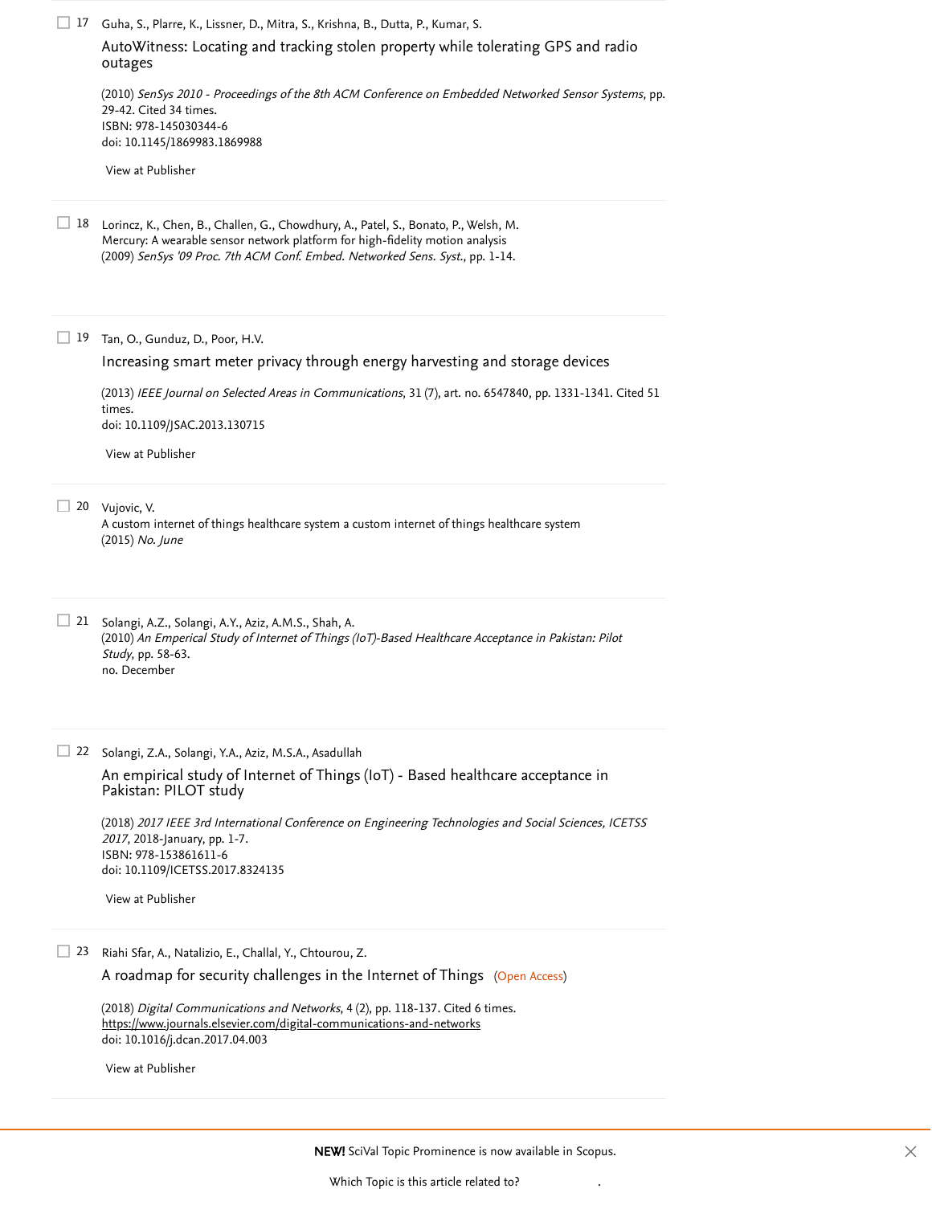17 Guha, S., Plarre, K., Lissner, D., Mitra, S., Krishna, B., Dutta, P., Kumar, S.

AutoWitness: Locating and tracking stolen property while tolerating GPS and radio outages

(2010) *SenSys 2010 - Proceedings of the 8th ACM Conference on Embedded Networked Sensor Systems*, pp. 29-42. Cited 34 times.
ISBN: 978-145030344-6
doi: 10.1145/1869983.1869988

View at Publisher

---

18 Lorincz, K., Chen, B., Challen, G., Chowdhury, A., Patel, S., Bonato, P., Welsh, M.
Mercury: A wearable sensor network platform for high-fidelity motion analysis
(2009) *SenSys '09 Proc. 7th ACM Conf. Embed. Networked Sens. Syst.*, pp. 1-14.

---

19 Tan, O., Gunduz, D., Poor, H.V.

Increasing smart meter privacy through energy harvesting and storage devices

(2013) *IEEE Journal on Selected Areas in Communications*, 31 (7), art. no. 6547840, pp. 1331-1341. Cited 51 times.
doi: 10.1109/JSAC.2013.130715

View at Publisher

---

20 Vujovic, V.
A custom internet of things healthcare system a custom internet of things healthcare system
(2015) *No. June*

---

21 Solangi, A.Z., Solangi, A.Y., Aziz, A.M.S., Shah, A.
(2010) *An Emperical Study of Internet of Things (IoT)-Based Healthcare Acceptance in Pakistan: Pilot Study*, pp. 58-63.
no. December

---

22 Solangi, Z.A., Solangi, Y.A., Aziz, M.S.A., Asadullah

An empirical study of Internet of Things (IoT) - Based healthcare acceptance in Pakistan: PILOT study

(2018) *2017 IEEE 3rd International Conference on Engineering Technologies and Social Sciences, ICETSS 2017*, 2018-January, pp. 1-7.
ISBN: 978-153861611-6
doi: 10.1109/ICETSS.2017.8324135

View at Publisher

---

23 Riahi Sfar, A., Natalizio, E., Challal, Y., Chtourou, Z.

A roadmap for security challenges in the Internet of Things (Open Access)

(2018) *Digital Communications and Networks*, 4 (2), pp. 118-137. Cited 6 times.
https://www.journals.elsevier.com/digital-communications-and-networks
doi: 10.1016/j.dcan.2017.04.003

View at Publisher

---

**NEW!** SciVal Topic Prominence is now available in Scopus.

Which Topic is this article related to?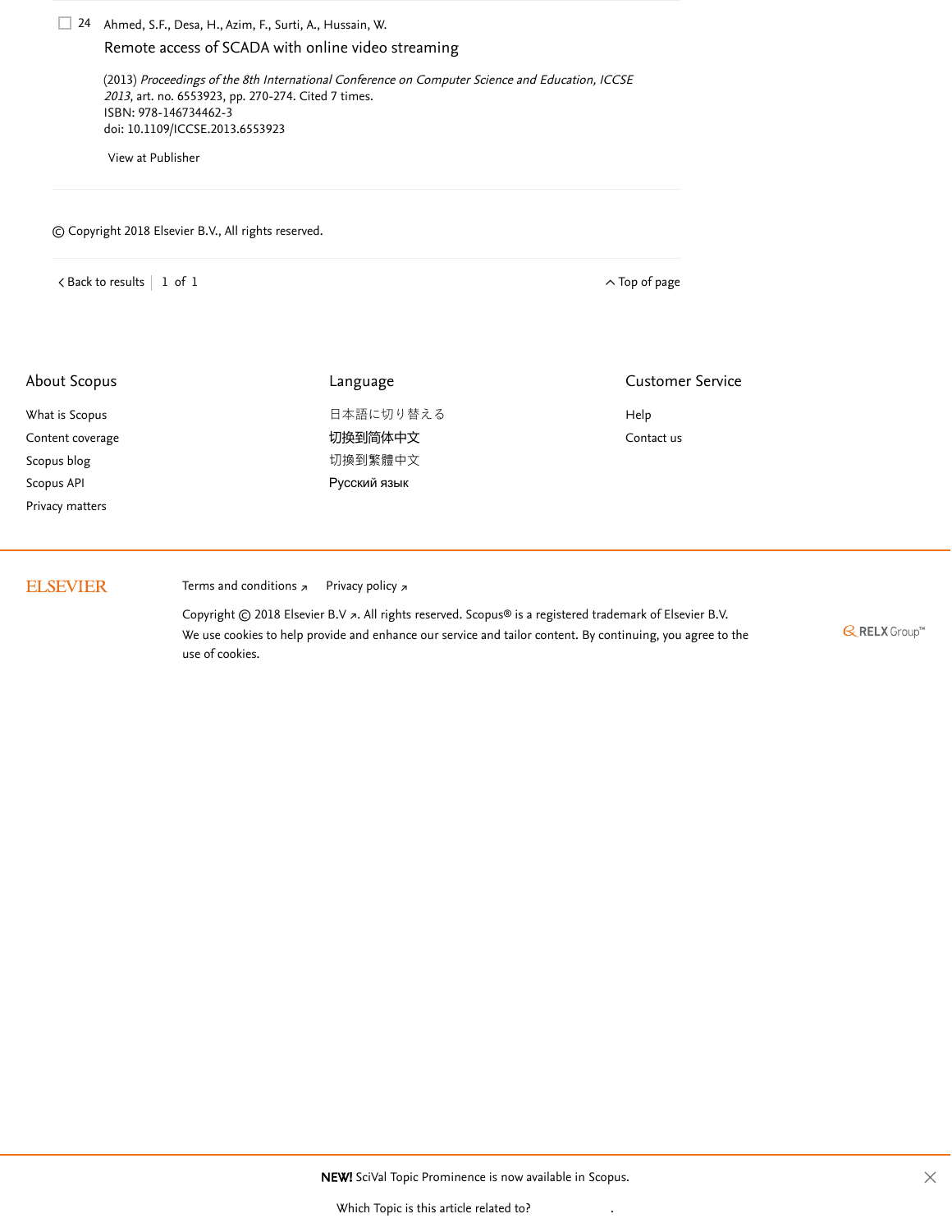24 Ahmed, S.F., Desa, H., Azim, F., Surti, A., Hussain, W.

Remote access of SCADA with online video streaming

(2013) *Proceedings of the 8th International Conference on Computer Science and Education, ICCSE 2013*, art. no. 6553923, pp. 270-274. Cited 7 times.
ISBN: 978-146734462-3
doi: 10.1109/ICCSE.2013.6553923

View at Publisher

© Copyright 2018 Elsevier B.V., All rights reserved.

Back to results | 1 of 1

Top of page

## About Scopus

- What is Scopus
- Content coverage
- Scopus blog
- Scopus API
- Privacy matters

## Language

- 日本語に切り替える
- 切换到简体中文
- 切換到繁體中文
- Русский язык

## Customer Service

- Help
- Contact us

ELSEVIER

Terms and conditions ↗ Privacy policy ↗

Copyright © 2018 Elsevier B.V ↗. All rights reserved. Scopus® is a registered trademark of Elsevier B.V.
We use cookies to help provide and enhance our service and tailor content. By continuing, you agree to the use of cookies.

RELX Group™

**NEW!** SciVal Topic Prominence is now available in Scopus.

Which Topic is this article related to?